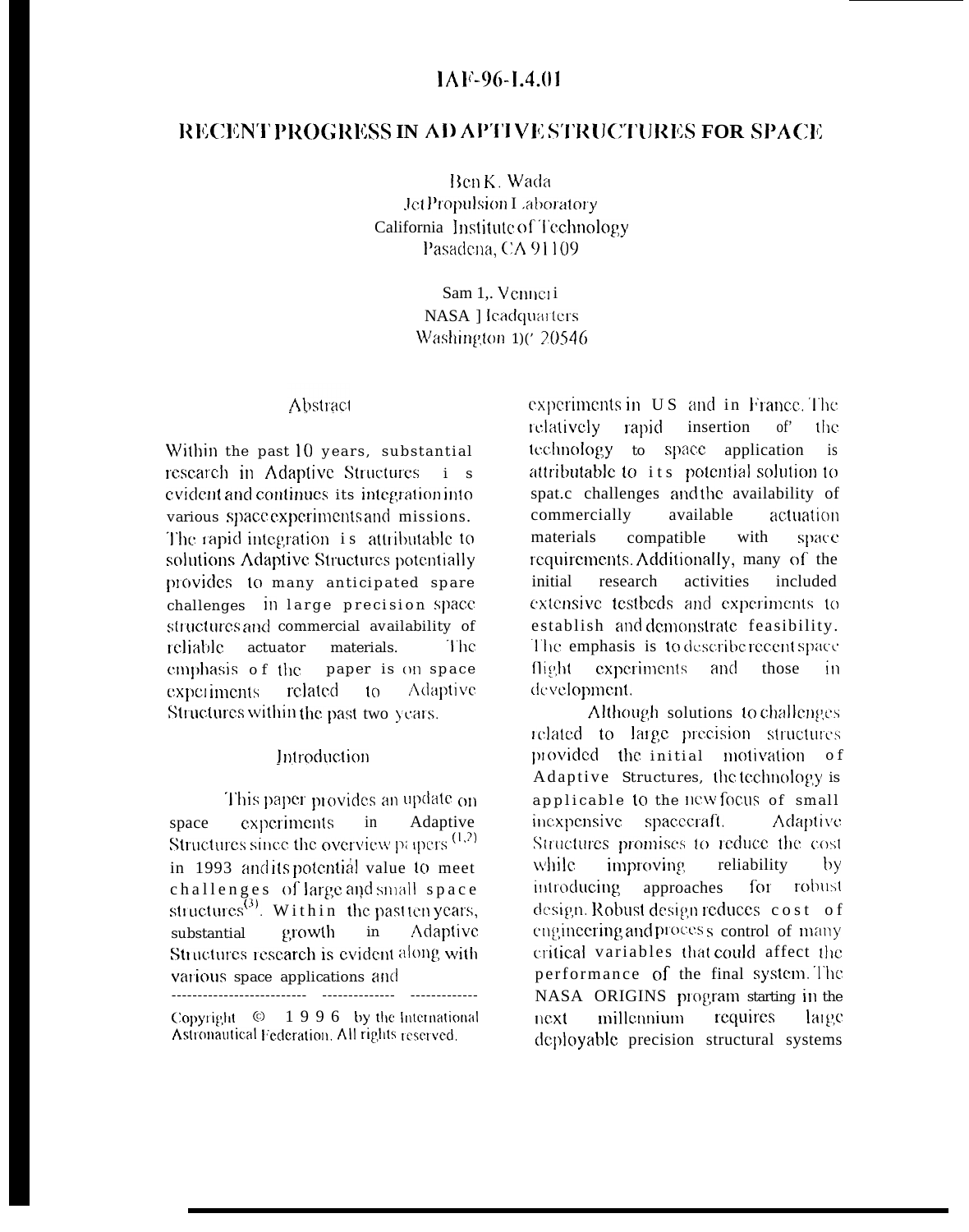# IAF-96-I.4.01

# RECENT PROGRESS IN ADAPTIVE STRUCTURES FOR SPACE

Ben K. Wada
Jet Propulsion Laboratory
California Institute of Technology
Pasadena, CA 91109

Sam L. Venneri
NASA Headquarters
Washington DC 20546

## Abstract

Within the past 10 years, substantial research in Adaptive Structures is evident and continues its integration into various space experiments and missions. The rapid integration is attributable to solutions Adaptive Structures potentially provides to many anticipated spare challenges in large precision space structures and commercial availability of reliable actuator materials. The emphasis of the paper is on space experiments related to Adaptive Structures within the past two years.

## Introduction

This paper provides an update on space experiments in Adaptive Structures since the overview papers [1,2] in 1993 and its potential value to meet challenges of large and small space structures[3]. Within the past ten years, substantial growth in Adaptive Structures research is evident along with various space applications and experiments in US and in France. The relatively rapid insertion of the technology to space application is attributable to its potential solution to space challenges and the availability of commercially available actuation materials compatible with space requirements. Additionally, many of the initial research activities included extensive testbeds and experiments to establish and demonstrate feasibility. The emphasis is to describe recent space flight experiments and those in development.

Although solutions to challenges related to large precision structures provided the initial motivation of Adaptive Structures, the technology is applicable to the new focus of small inexpensive spacecraft. Adaptive Structures promises to reduce the cost while improving reliability by introducing approaches for robust design. Robust design reduces cost of engineering and process control of many critical variables that could affect the performance of the final system. The NASA ORIGINS program starting in the next millennium requires large deployable precision structural systems

Copyright © 1996 by the International Astronautical Federation. All rights reserved.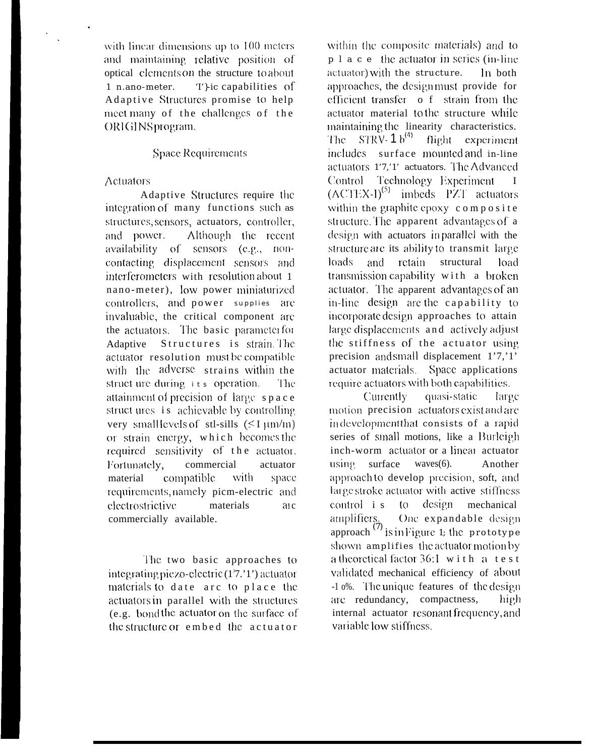with linear dimensions up to 100 meters and maintaining relative position of optical elements on the structure to about 1 nano-meter. The capabilities of Adaptive Structures promise to help meet many of the challenges of the ORIGINS program.

## Space Requirements

### Actuators

Adaptive Structures require the integration of many functions such as structures, sensors, actuators, controller, and power. Although the recent availability of sensors (e.g., non-contacting displacement sensors and interferometers with resolution about 1 nano-meter), low power miniaturized controllers, and power supplies are invaluable, the critical component are the actuators. The basic parameter for Adaptive Structures is strain. The actuator resolution must be compatible with the adverse strains within the structure during its operation. The attainment of precision of large space structures is achievable by controlling very small levels of strains ($\leq 1$ μm/m) or strain energy, which becomes the required sensitivity of the actuator. Fortunately, commercial actuator material compatible with space requirements, namely piezo-electric and electrostrictive materials are commercially available.

The two basic approaches to integrating piezo-electric (PZT) actuator materials to date are to place the actuators in parallel with the structures (e.g. bond the actuator on the surface of the structure or embed the actuator within the composite materials) and to place the actuator in series (in-line actuator) with the structure. In both approaches, the design must provide for efficient transfer of strain from the actuator material to the structure while maintaining the linearity characteristics. The STRV-1b[4] flight experiment includes surface mounted and in-line actuators PZT actuators. The Advanced Control Technology Experiment I (ACTEX-I)[5] imbeds PZT actuators within the graphite epoxy composite structure. The apparent advantages of a design with actuators in parallel with the structure are its ability to transmit large loads and retain structural load transmission capability with a broken actuator. The apparent advantages of an in-line design are the capability to incorporate design approaches to attain large displacements and actively adjust the stiffness of the actuator using precision and small displacement PZT actuator materials. Space applications require actuators with both capabilities.

Currently quasi-static large motion precision actuators exist and are in development that consists of a rapid series of small motions, like a Burleigh inch-worm actuator or a linear actuator using surface waves(6). Another approach to develop precision, soft, and large stroke actuator with active stiffness control is to design mechanical amplifiers. One expandable design approach[7] is in Figure 1; the prototype shown amplifies the actuator motion by a theoretical factor 36:1 with a test validated mechanical efficiency of about -10%. The unique features of the design are redundancy, compactness, high internal actuator resonant frequency, and variable low stiffness.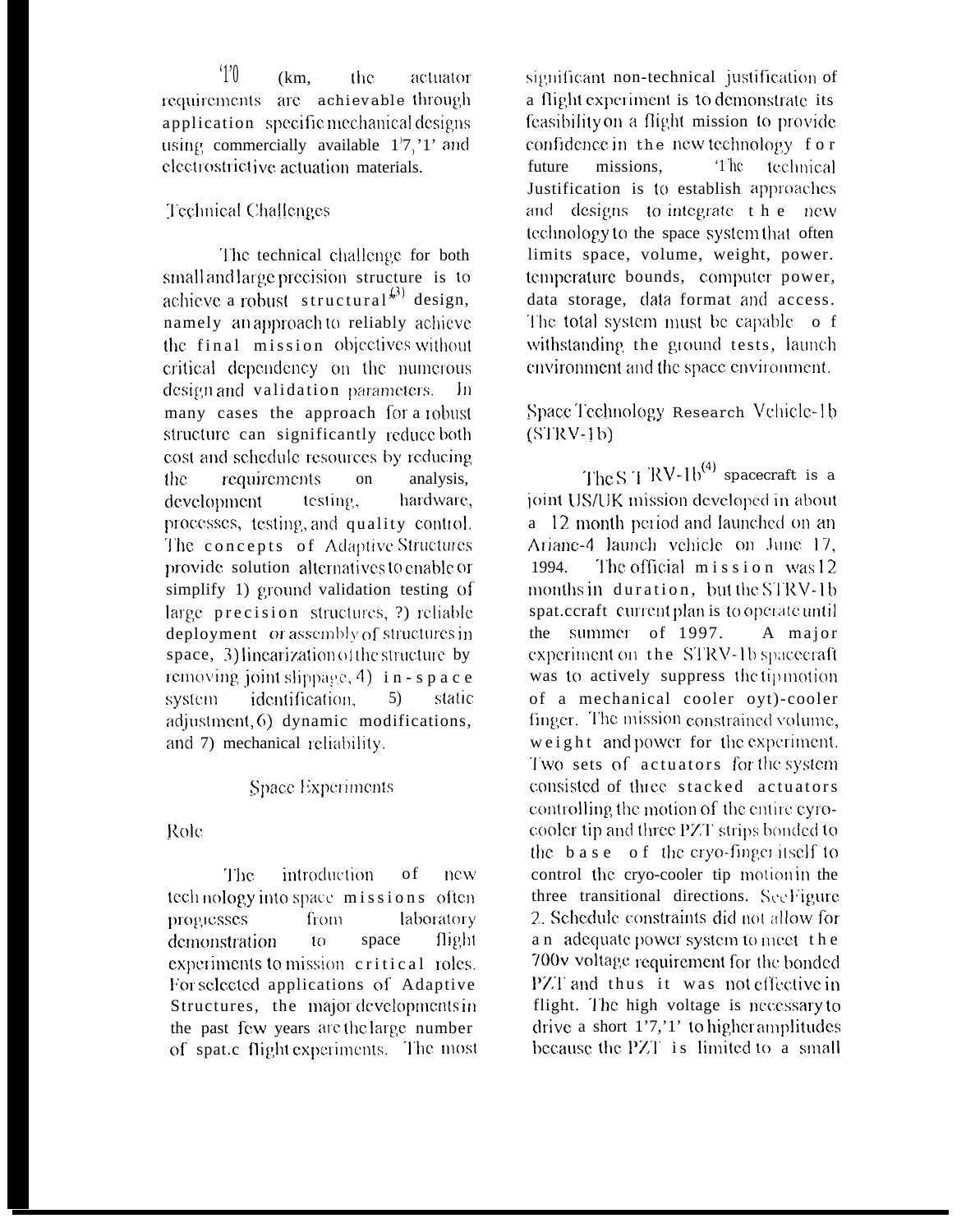'1'0 (km, the actuator requirements are achievable through application specific mechanical designs using commercially available 1'7,'1' and electrostrictive actuation materials.

## Technical Challenges

The technical challenge for both small and large precision structure is to achieve a robust structural[3] design, namely an approach to reliably achieve the final mission objectives without critical dependency on the numerous design and validation parameters. In many cases the approach for a robust structure can significantly reduce both cost and schedule resources by reducing the requirements on analysis, development testing, hardware, processes, testing, and quality control. The concepts of Adaptive Structures provide solution alternatives to enable or simplify 1) ground validation testing of large precision structures, ?) reliable deployment or assembly of structures in space, 3) linearization of the structure by removing joint slippage, 4) in-space system identification, 5) static adjustment, 6) dynamic modifications, and 7) mechanical reliability.

## Space Experiments

### Role

The introduction of new technology into space missions often progresses from laboratory demonstration to space flight experiments to mission critical roles. For selected applications of Adaptive Structures, the major developments in the past few years are the large number of spat.c flight experiments. The most significant non-technical justification of a flight experiment is to demonstrate its feasibility on a flight mission to provide confidence in the new technology for future missions, 'l'he technical Justification is to establish approaches and designs to integrate the new technology to the space system that often limits space, volume, weight, power. temperature bounds, computer power, data storage, data format and access. The total system must be capable of withstanding the ground tests, launch environment and the space environment.

### Space Technology Research Vehicle-1b (STRV-1b)

The S T 'RV-1b[4] spacecraft is a joint US/UK mission developed in about a 12 month period and launched on an Ariane-4 launch vehicle on June 17, 1994. The official mission was 12 months in duration, but the STRV-1b spat.ccraft current plan is to operate until the summer of 1997. A major experiment on the STRV-1b spacecraft was to actively suppress the tip motion of a mechanical cooler oyt)-cooler finger. The mission constrained volume, weight and power for the experiment. Two sets of actuators for the system consisted of three stacked actuators controlling the motion of the entire cyro-cooler tip and three PZT strips bonded to the base of the cryo-finger itself to control the cryo-cooler tip motion in the three transitional directions. See Figure 2. Schedule constraints did not allow for an adequate power system to meet the 700v voltage requirement for the bonded PZT and thus it was not effective in flight. The high voltage is necessary to drive a short 1'7,'1' to higher amplitudes because the PZT is limited to a small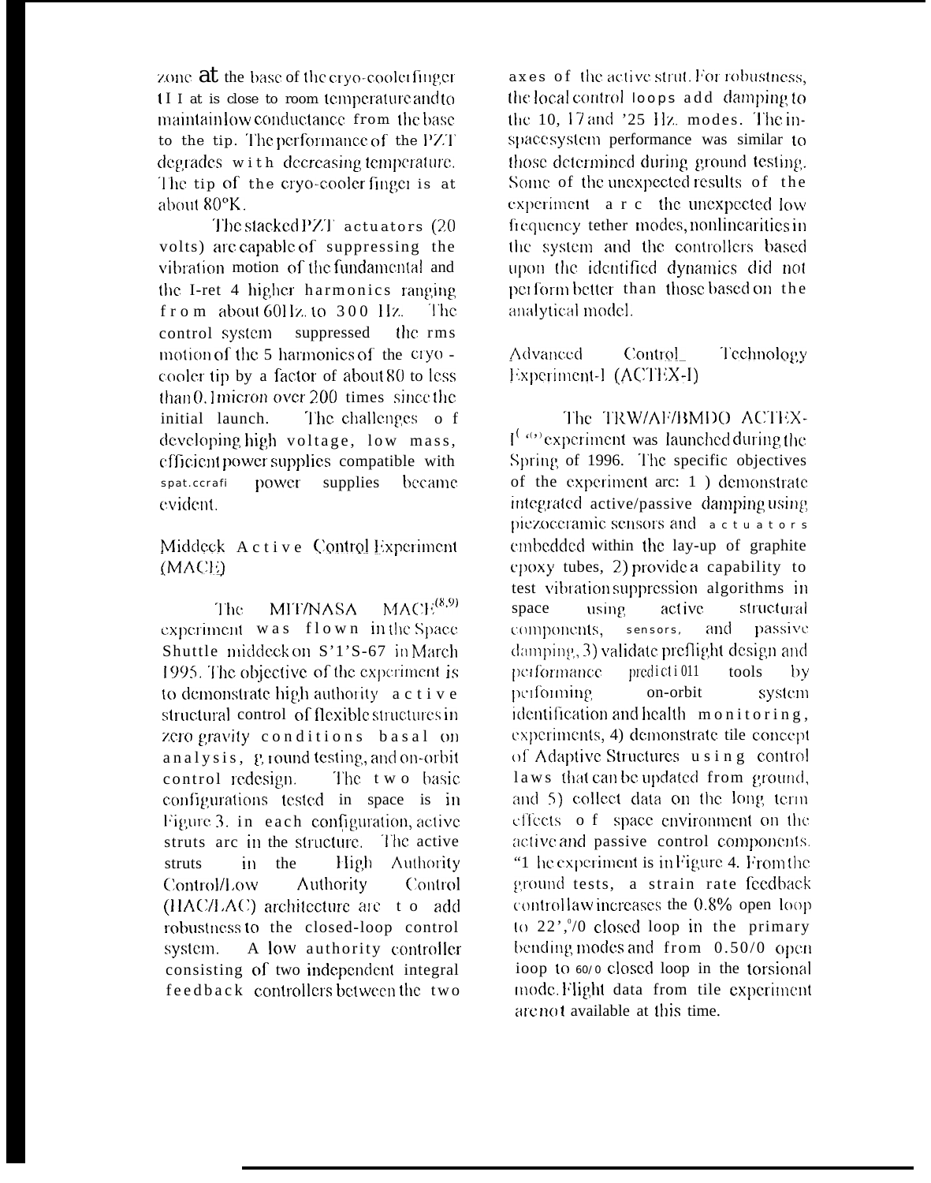zone at the base of the cryo-cooler finger (1) at is close to room temperature and to maintain low conductance from the base to the tip. The performance of the PZT degrades with decreasing temperature. The tip of the cryo-cooler finger is at about 80°K.

The stacked PZT actuators (20 volts) are capable of suppressing the vibration motion of the fundamental and the first 4 higher harmonics ranging from about 60Hz. to 300 Hz. The control system suppressed the rms motion of the 5 harmonics of the cryo-cooler tip by a factor of about 80 to less than 0.1 micron over 200 times since the initial launch. The challenges of developing high voltage, low mass, efficient power supplies compatible with spacecraft power supplies became evident.

## Middeck Active Control Experiment (MACE)

The MIT/NASA MACE[8,9] experiment was flown in the Space Shuttle middeck on STS-67 in March 1995. The objective of the experiment is to demonstrate high authority active structural control of flexible structures in zero gravity conditions basal on analysis, ground testing, and on-orbit control redesign. The two basic configurations tested in space is in Figure 3. In each configuration, active struts are in the structure. The active struts in the High Authority Control/Low Authority Control (HAC/LAC) architecture are to add robustness to the closed-loop control system. A low authority controller consisting of two independent integral feedback controllers between the two axes of the active strut. For robustness, the local control loops add damping to the 10, 17 and 25 Hz. modes. The in-space system performance was similar to those determined during ground testing. Some of the unexpected results of the experiment are the unexpected low frequency tether modes, nonlinearities in the system and the controllers based upon the identified dynamics did not perform better than those based on the analytical model.

## Advanced Control Technology Experiment-I (ACTEX-I)

The TRW/AF/BMDO ACTEX-I[10] experiment was launched during the Spring of 1996. The specific objectives of the experiment are: 1) demonstrate integrated active/passive damping using piezoceramic sensors and actuators embedded within the lay-up of graphite epoxy tubes, 2) provide a capability to test vibration suppression algorithms in space using active structural components, sensors, and passive damping, 3) validate preflight design and performance prediction tools by performing on-orbit system identification and health monitoring, experiments, 4) demonstrate the concept of Adaptive Structures using control laws that can be updated from ground, and 5) collect data on the long term effects of space environment on the active and passive control components. The experiment is in Figure 4. From the ground tests, a strain rate feedback control law increases the 0.8% open loop to 22% closed loop in the primary bending modes and from 0.5% open loop to 6% closed loop in the torsional mode. Flight data from the experiment are not available at this time.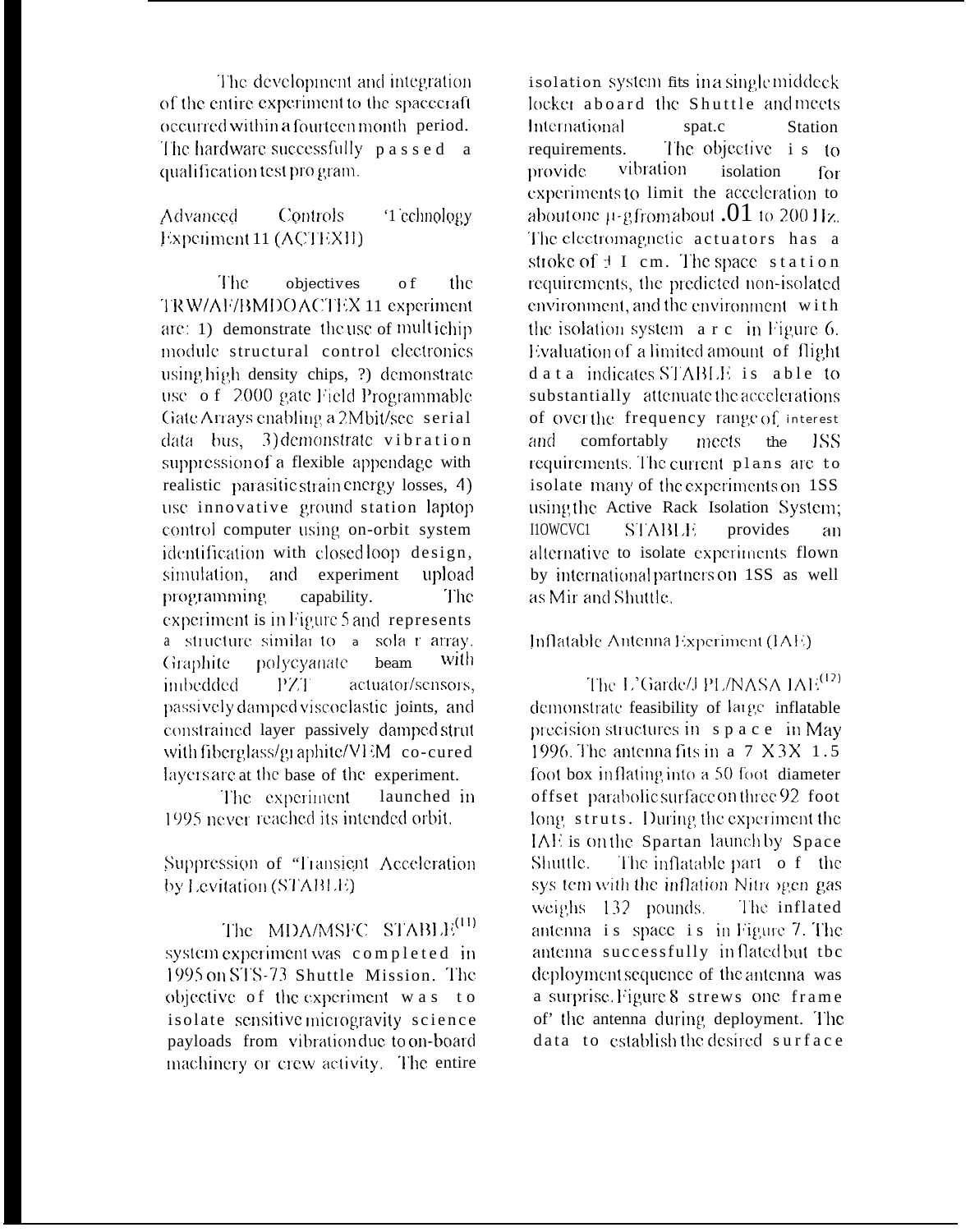The development and integration of the entire experiment to the spacecraft occurred within a fourteen month period. The hardware successfully passed a qualification test program.

## Advanced Controls Technology Experiment II (ACTEX II)

The objectives of the TRW/AF/BMDO ACTEX II experiment are: 1) demonstrate the use of multichip module structural control electronics using high density chips, 2) demonstrate use of 2000 gate Field Programmable Gate Arrays enabling a 2Mbit/sec serial data bus, 3) demonstrate vibration suppression of a flexible appendage with realistic parasitic strain energy losses, 4) use innovative ground station laptop control computer using on-orbit system identification with closed loop design, simulation, and experiment upload programming capability. The experiment is in Figure 5 and represents a structure similar to a solar array. Graphite polycyanate beam with imbedded PZT actuator/sensors, passively damped viscoelastic joints, and constrained layer passively damped strut with fiberglass/graphite/VEM co-cured layers are at the base of the experiment.

The experiment launched in 1995 never reached its intended orbit.

## Suppression of Transient Acceleration by Levitation (STABLE)

The MDA/MSFC STABLE[11] system experiment was completed in 1995 on STS-73 Shuttle Mission. The objective of the experiment was to isolate sensitive microgravity science payloads from vibration due to on-board machinery or crew activity. The entire isolation system fits in a single middeck locker aboard the Shuttle and meets International Space Station requirements. The objective is to provide vibration isolation for experiments to limit the acceleration to about one μ-g from about .01 to 200 Hz. The electromagnetic actuators has a stroke of ± 1 cm. The space station requirements, the predicted non-isolated environment, and the environment with the isolation system are in Figure 6. Evaluation of a limited amount of flight data indicates STABLE is able to substantially attenuate the accelerations of over the frequency range of interest and comfortably meets the ISS requirements. The current plans are to isolate many of the experiments on ISS using the Active Rack Isolation System; however STABLE provides an alternative to isolate experiments flown by international partners on ISS as well as Mir and Shuttle.

## Inflatable Antenna Experiment (IAE)

The L'Garde/JPL/NASA IAE[12] demonstrate feasibility of large inflatable precision structures in space in May 1996. The antenna fits in a 7 X 3X 1.5 foot box inflating into a 50 foot diameter offset parabolic surface on three 92 foot long struts. During the experiment the IAE is on the Spartan launch by Space Shuttle. The inflatable part of the system with the inflation Nitrogen gas weighs 132 pounds. The inflated antenna is space is in Figure 7. The antenna successfully inflated but the deployment sequence of the antenna was a surprise. Figure 8 shows one frame of the antenna during deployment. The data to establish the desired surface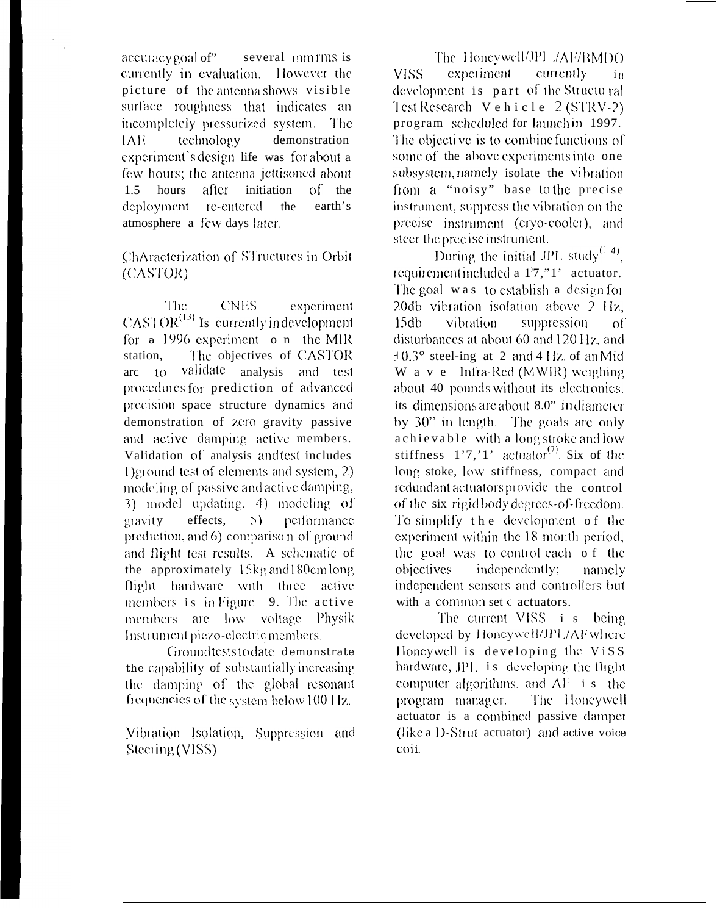accuracy goal of" several mm rms is currently in evaluation. However the picture of the antenna shows visible surface roughness that indicates an incompletely pressurized system. The IAE technology demonstration experiment's design life was for about a few hours; the antenna jettisoned about 1.5 hours after initiation of the deployment re-entered the earth's atmosphere a few days later.

### ChAracterization of STructures in Orbit (CASTOR)

The CNES experiment CASTOR[13] Is currently in development for a 1996 experiment on the MIR station, The objectives of CASTOR are to validate analysis and test procedures for prediction of advanced precision space structure dynamics and demonstration of zero gravity passive and active damping active members. Validation of analysis and test includes 1) ground test of elements and system, 2) modeling of passive and active damping, 3) model updating, 4) modeling of gravity effects, 5) performance prediction, and 6) comparison of ground and flight test results. A schematic of the approximately 15kg and 180cm long flight hardware with three active members is in Figure 9. The active members are low voltage Physik Instrument piezo-electric members.

Ground tests to date demonstrate the capability of substantially increasing the damping of the global resonant frequencies of the system below 100 Hz.

### Vibration Isolation, Suppression and Steering (VISS)

The Honeywell/JPL/AF/BMDO VISS experiment currently in development is part of the Structural Test Research Vehicle 2 (STRV-2) program scheduled for launch in 1997. The objective is to combine functions of some of the above experiments into one subsystem, namely isolate the vibration from a "noisy" base to the precise instrument, suppress the vibration on the precise instrument (cryo-cooler), and steer the precise instrument.

During the initial JPL study[14], requirement included a 1'7,"1' actuator. The goal was to establish a design for 20db vibration isolation above 2 Hz, 15db vibration suppression of disturbances at about 60 and 120 Hz, and ±0.3° steering at 2 and 4 Hz of an Mid Wave Infra-Red (MWIR) weighing about 40 pounds without its electronics. its dimensions are about 8.0" in diameter by 30" in length. The goals are only achievable with a long stroke and low stiffness 1'7,'1' actuator[7]. Six of the long stoke, low stiffness, compact and redundant actuators provide the control of the six rigid body degrees-of-freedom. To simplify the development of the experiment within the 18 month period, the goal was to control each of the objectives independently; namely independent sensors and controllers but with a common set c actuators.

The current VISS is being developed by Honeywell/JPL/AF where Honeywell is developing the ViSS hardware, JPL is developing the flight computer algorithms, and AF is the program manager. The Honeywell actuator is a combined passive damper (like a D-Strut actuator) and active voice coil.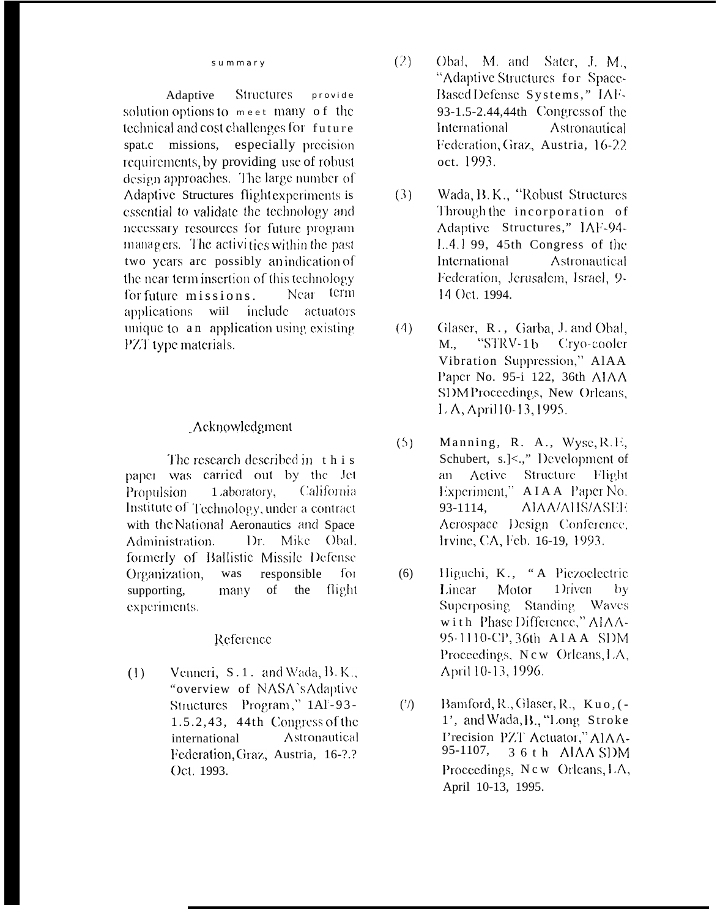## Summary

Adaptive Structures provide solution options to meet many of the technical and cost challenges for future spat.c missions, especially precision requirements, by providing use of robust design approaches. The large number of Adaptive Structures flight experiments is essential to validate the technology and necessary resources for future program managers. The activities within the past two years arc possibly an indication of the near term insertion of this technology for future missions. Near term applications wiil include actuators unique to an application using existing PZT type materials.

## Acknowledgment

The research described in this paper was carried out by the Jet Propulsion Laboratory, California Institute of Technology, under a contract with the National Aeronautics and Space Administration. Dr. Mike Obal, formerly of Ballistic Missile Defense Organization, was responsible for supporting, many of the flight experiments.

## Reference

(1) Venneri, S. I. and Wada, B. K., "overview of NASA's Adaptive Structures Program," IAF-93-1.5.2,43, 44th Congress of the international Astronautical Federation, Graz, Austria, 16-?.? Oct. 1993.

(2) Obal, M. and Sater, J. M., "Adaptive Structures for Space-Based Defense Systems," IAF-93-1.5-2.44, 44th Congress of the International Astronautical Federation, Graz, Austria, 16-22 oct. 1993.

(3) Wada, B. K., "Robust Structures Through the incorporation of Adaptive Structures," IAF-94-I..4.1 99, 45th Congress of the International Astronautical Federation, Jerusalem, Israel, 9-14 Oct. 1994.

(4) Glaser, R., Garba, J. and Obal, M., "STRV-1b Cryo-cooler Vibration Suppression," AIAA Paper No. 95-i 122, 36th AIAA SDM Proceedings, New Orleans, LA, April 10-13, 1995.

(5) Manning, R. A., Wyse, R. E., Schubert, s.]<.," Development of an Active Structure Flight Experiment," AIAA Paper No. 93-1114, AIAA/AHS/ASEE Aerospace Design Conference, Irvine, CA, Feb. 16-19, 1993.

(6) Higuchi, K., "A Piezoelectric Linear Motor Driven by Superposing Standing Waves with Phase Difference," AIAA-95-1110-CP, 36th AIAA SDM Proceedings, New Orleans, LA, April 10-13, 1996.

(7) Bamford, R., Glaser, R., Kuo, (-1', and Wada, B., "Long Stroke Precision PZT Actuator," AIAA-95-1107, 36th AIAA SDM Proceedings, New Orleans, LA, April 10-13, 1995.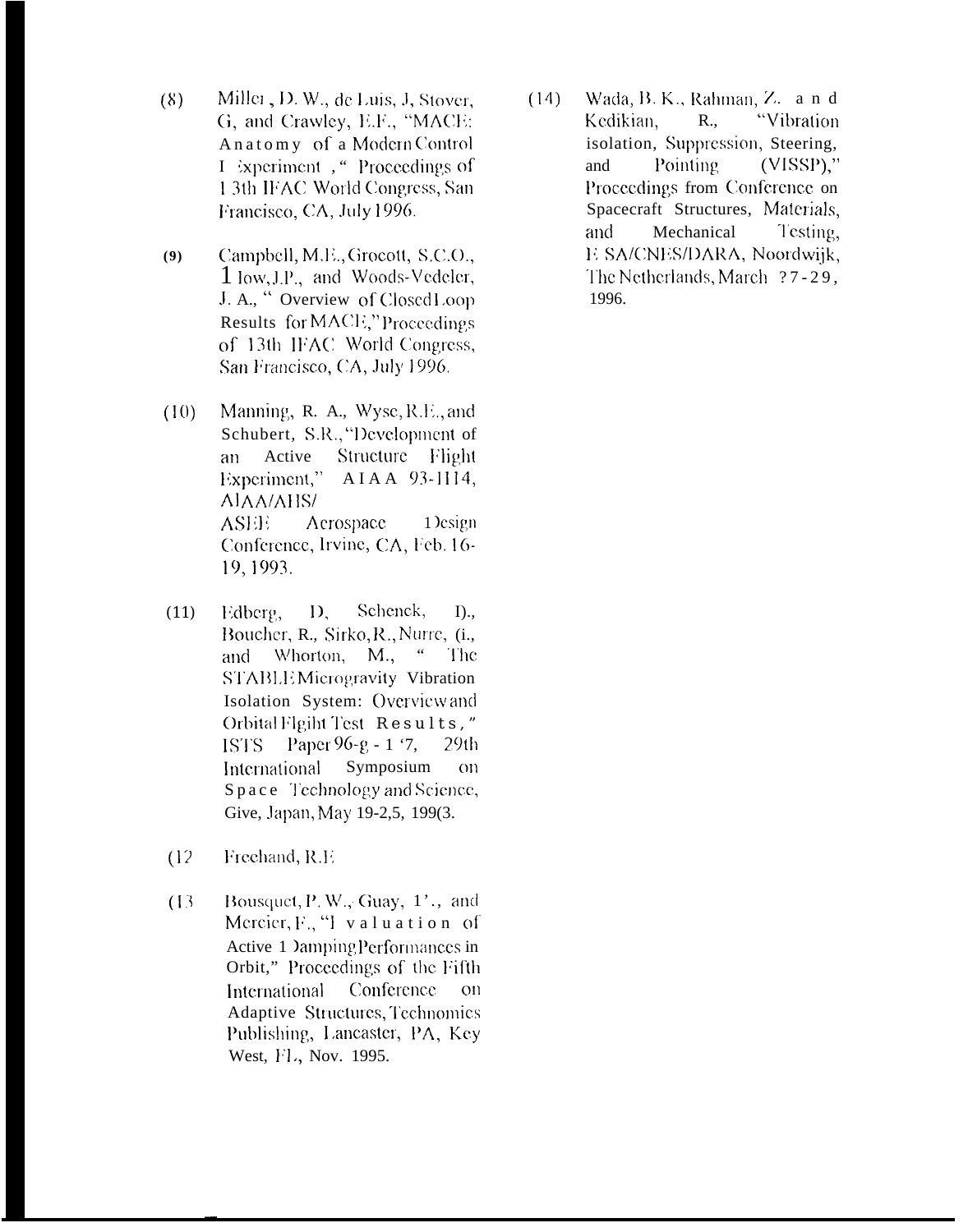(8) Miller, D. W., de Luis, J, Stover, G, and Crawley, E.F., "MACE: Anatomy of a Modern Control Experiment," Proceedings of 13th IFAC World Congress, San Francisco, CA, July 1996.

(9) Campbell, M.E., Grocott, S.C.O., How, J.P., and Woods-Vedeler, J. A., " Overview of Closed Loop Results for MACE," Proceedings of 13th IFAC World Congress, San Francisco, CA, July 1996.

(10) Manning, R. A., Wyse, R.E., and Schubert, S.R., "Development of an Active Structure Flight Experiment," AIAA 93-1114, AIAA/AHS/ ASEE Aerospace Design Conference, Irvine, CA, Feb. 16-19, 1993.

(11) Edberg, D, Schenck, D., Boucher, R., Sirko, R., Nurre, G., and Whorton, M., " The STABLE Microgravity Vibration Isolation System: Overview and Orbital Flgiht Test Results," ISTS Paper 96-g-1'7, 29th International Symposium on Space Technology and Science, Give, Japan, May 19-2,5, 199(3.

(12 Freechand, R.E

(13 Bousquet, P. W., Guay, P., and Mercier, F., "Evaluation of Active Damping Performances in Orbit," Proceedings of the Fifth International Conference on Adaptive Structures, Technomics Publishing, Lancaster, PA, Key West, FL, Nov. 1995.

(14) Wada, B. K., Rahman, Z. and Kedikian, R., "Vibration isolation, Suppression, Steering, and Pointing (VISSP)," Proceedings from Conference on Spacecraft Structures, Materials, and Mechanical Testing, ESA/CNES/DARA, Noordwijk, The Netherlands, March ?7-29, 1996.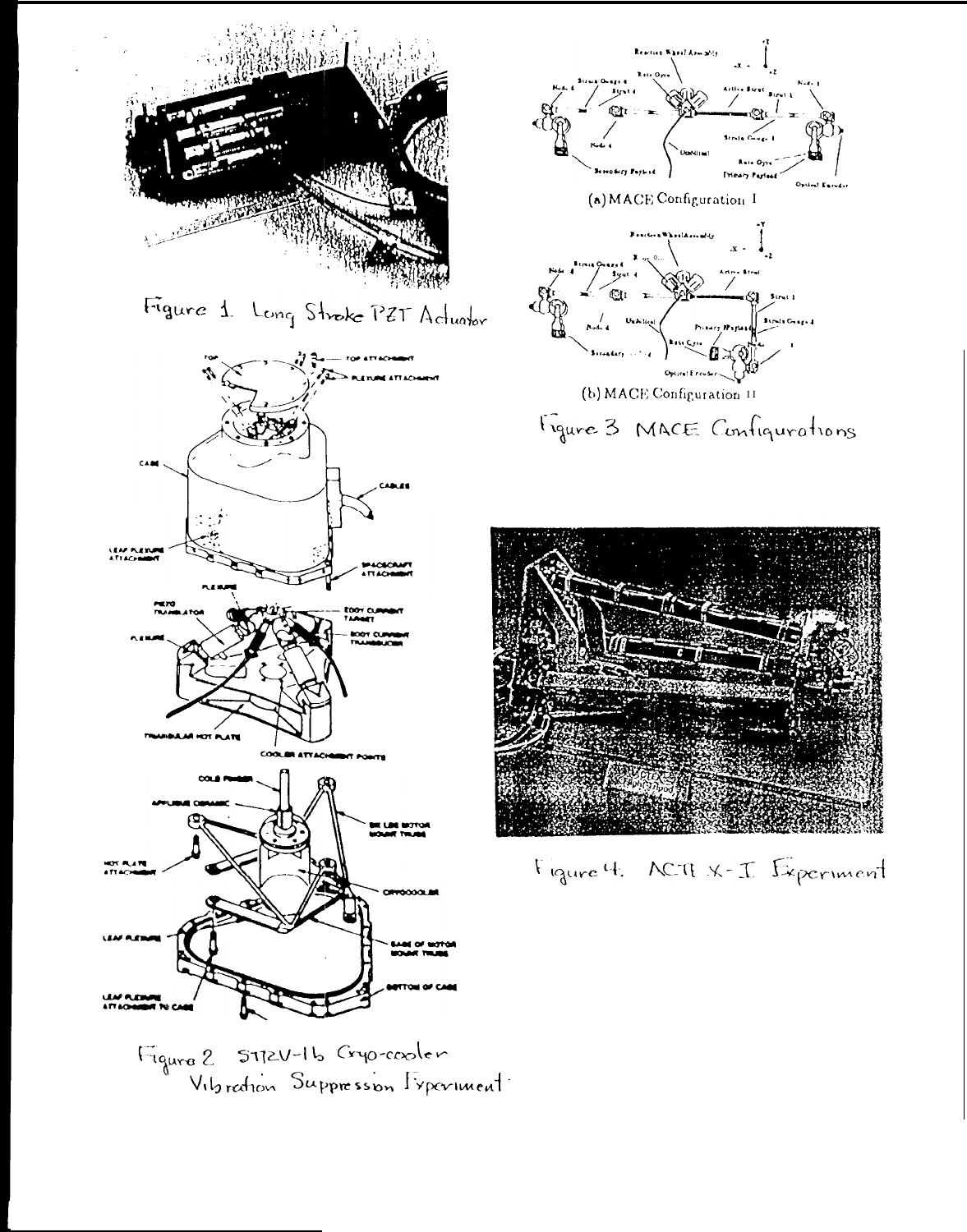Figure 1. Long Stroke PZT Actuator

Figure 2 STRV-1b Cryo-cooler Vibration Suppression Experiment

(a) MACE Configuration I

(b) MACE Configuration II

Figure 3 MACE Configurations

Figure 4. ACTEX-I Experiment